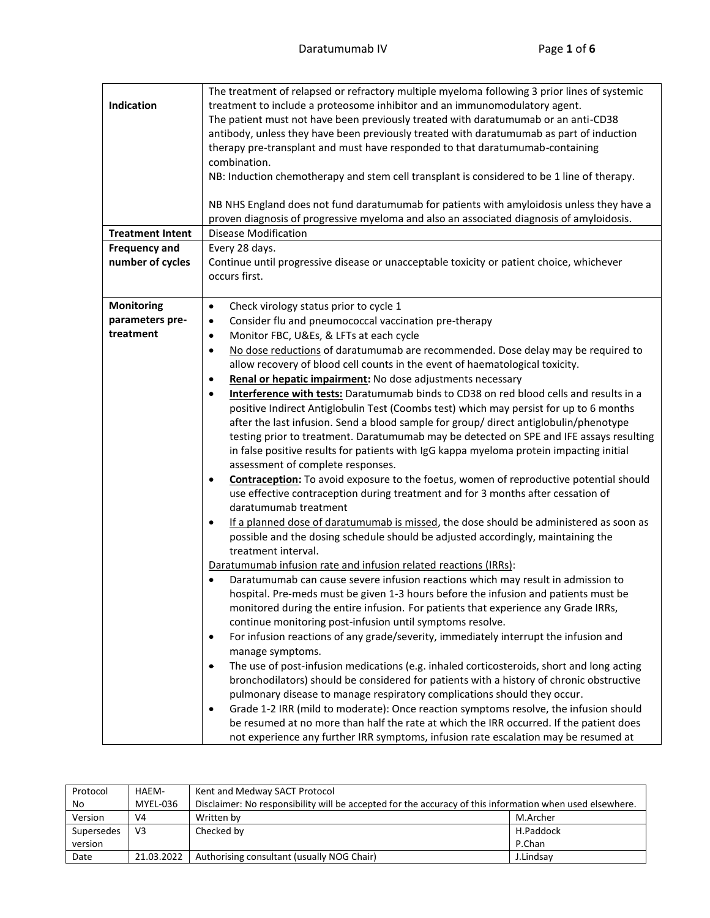| | |
|---|---|
| **Indication** | The treatment of relapsed or refractory multiple myeloma following 3 prior lines of systemic treatment to include a proteosome inhibitor and an immunomodulatory agent.<br>The patient must not have been previously treated with daratumumab or an anti-CD38 antibody, unless they have been previously treated with daratumumab as part of induction therapy pre-transplant and must have responded to that daratumumab-containing combination.<br>NB: Induction chemotherapy and stem cell transplant is considered to be 1 line of therapy.<br><br>NB NHS England does not fund daratumumab for patients with amyloidosis unless they have a proven diagnosis of progressive myeloma and also an associated diagnosis of amyloidosis. |
| **Treatment Intent** | Disease Modification |
| **Frequency and number of cycles** | Every 28 days.<br>Continue until progressive disease or unacceptable toxicity or patient choice, whichever occurs first. |
| **Monitoring parameters pre-treatment** | • Check virology status prior to cycle 1<br>• Consider flu and pneumococcal vaccination pre-therapy<br>• Monitor FBC, U&Es, & LFTs at each cycle<br>• No dose reductions of daratumumab are recommended. Dose delay may be required to allow recovery of blood cell counts in the event of haematological toxicity.<br>• **Renal or hepatic impairment:** No dose adjustments necessary<br>• **Interference with tests:** Daratumumab binds to CD38 on red blood cells and results in a positive Indirect Antiglobulin Test (Coombs test) which may persist for up to 6 months after the last infusion. Send a blood sample for group/ direct antiglobulin/phenotype testing prior to treatment. Daratumumab may be detected on SPE and IFE assays resulting in false positive results for patients with IgG kappa myeloma protein impacting initial assessment of complete responses.<br>• **Contraception:** To avoid exposure to the foetus, women of reproductive potential should use effective contraception during treatment and for 3 months after cessation of daratumumab treatment<br>• If a planned dose of daratumumab is missed, the dose should be administered as soon as possible and the dosing schedule should be adjusted accordingly, maintaining the treatment interval.<br>Daratumumab infusion rate and infusion related reactions (IRRs):<br>• Daratumumab can cause severe infusion reactions which may result in admission to hospital. Pre-meds must be given 1-3 hours before the infusion and patients must be monitored during the entire infusion. For patients that experience any Grade IRRs, continue monitoring post-infusion until symptoms resolve.<br>• For infusion reactions of any grade/severity, immediately interrupt the infusion and manage symptoms.<br>• The use of post-infusion medications (e.g. inhaled corticosteroids, short and long acting bronchodilators) should be considered for patients with a history of chronic obstructive pulmonary disease to manage respiratory complications should they occur.<br>• Grade 1-2 IRR (mild to moderate): Once reaction symptoms resolve, the infusion should be resumed at no more than half the rate at which the IRR occurred. If the patient does not experience any further IRR symptoms, infusion rate escalation may be resumed at |

| | | | |
|---|---|---|---|
| Protocol No | HAEM-MYEL-036 | Kent and Medway SACT Protocol<br>Disclaimer: No responsibility will be accepted for the accuracy of this information when used elsewhere. | |
| Version | V4 | Written by | M.Archer |
| Supersedes version | V3 | Checked by | H.Paddock<br>P.Chan |
| Date | 21.03.2022 | Authorising consultant (usually NOG Chair) | J.Lindsay |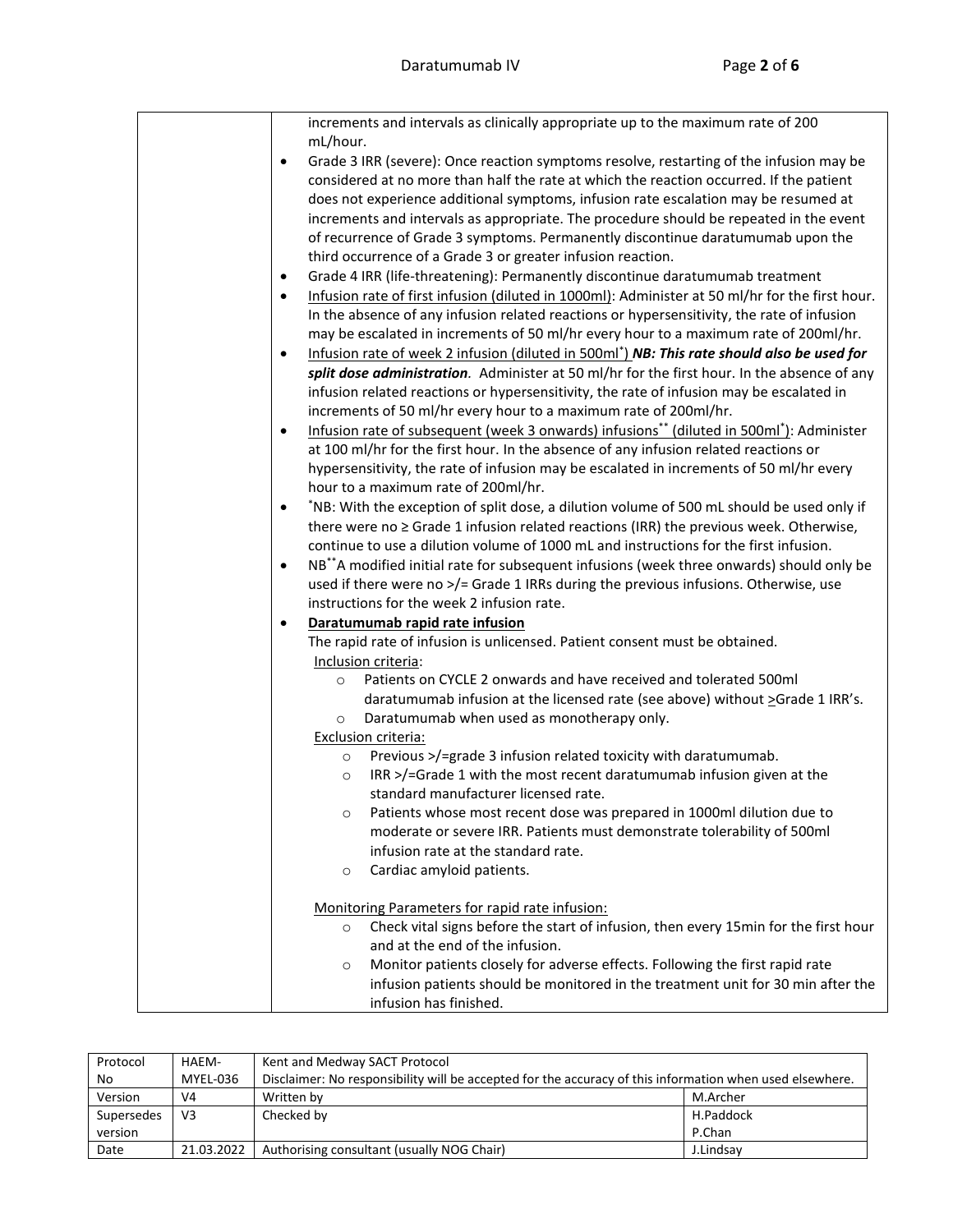| | |
|---|---|
| | increments and intervals as clinically appropriate up to the maximum rate of 200 mL/hour.<br>• Grade 3 IRR (severe): Once reaction symptoms resolve, restarting of the infusion may be considered at no more than half the rate at which the reaction occurred. If the patient does not experience additional symptoms, infusion rate escalation may be resumed at increments and intervals as appropriate. The procedure should be repeated in the event of recurrence of Grade 3 symptoms. Permanently discontinue daratumumab upon the third occurrence of a Grade 3 or greater infusion reaction.<br>• Grade 4 IRR (life-threatening): Permanently discontinue daratumumab treatment<br>• <u>Infusion rate of first infusion (diluted in 1000ml)</u>: Administer at 50 ml/hr for the first hour. In the absence of any infusion related reactions or hypersensitivity, the rate of infusion may be escalated in increments of 50 ml/hr every hour to a maximum rate of 200ml/hr.<br>• <u>Infusion rate of week 2 infusion (diluted in 500ml*)</u> ***NB: This rate should also be used for split dose administration***. Administer at 50 ml/hr for the first hour. In the absence of any infusion related reactions or hypersensitivity, the rate of infusion may be escalated in increments of 50 ml/hr every hour to a maximum rate of 200ml/hr.<br>• <u>Infusion rate of subsequent (week 3 onwards) infusions** (diluted in 500ml*)</u>: Administer at 100 ml/hr for the first hour. In the absence of any infusion related reactions or hypersensitivity, the rate of infusion may be escalated in increments of 50 ml/hr every hour to a maximum rate of 200ml/hr.<br>• *NB: With the exception of split dose, a dilution volume of 500 mL should be used only if there were no ≥ Grade 1 infusion related reactions (IRR) the previous week. Otherwise, continue to use a dilution volume of 1000 mL and instructions for the first infusion.<br>• NB** A modified initial rate for subsequent infusions (week three onwards) should only be used if there were no >/= Grade 1 IRRs during the previous infusions. Otherwise, use instructions for the week 2 infusion rate.<br>• **<u>Daratumumab rapid rate infusion</u>**<br>The rapid rate of infusion is unlicensed. Patient consent must be obtained.<br><u>Inclusion criteria</u>:<br>  ○ Patients on CYCLE 2 onwards and have received and tolerated 500ml daratumumab infusion at the licensed rate (see above) without ≥Grade 1 IRR's.<br>  ○ Daratumumab when used as monotherapy only.<br><u>Exclusion criteria:</u><br>  ○ Previous >/=grade 3 infusion related toxicity with daratumumab.<br>  ○ IRR >/=Grade 1 with the most recent daratumumab infusion given at the standard manufacturer licensed rate.<br>  ○ Patients whose most recent dose was prepared in 1000ml dilution due to moderate or severe IRR. Patients must demonstrate tolerability of 500ml infusion rate at the standard rate.<br>  ○ Cardiac amyloid patients.<br><br><u>Monitoring Parameters for rapid rate infusion:</u><br>  ○ Check vital signs before the start of infusion, then every 15min for the first hour and at the end of the infusion.<br>  ○ Monitor patients closely for adverse effects. Following the first rapid rate infusion patients should be monitored in the treatment unit for 30 min after the infusion has finished. |

| Protocol No | HAEM-MYEL-036 | Kent and Medway SACT Protocol<br>Disclaimer: No responsibility will be accepted for the accuracy of this information when used elsewhere. | |
|---|---|---|---|
| Version | V4 | Written by | M.Archer |
| Supersedes version | V3 | Checked by | H.Paddock<br>P.Chan |
| Date | 21.03.2022 | Authorising consultant (usually NOG Chair) | J.Lindsay |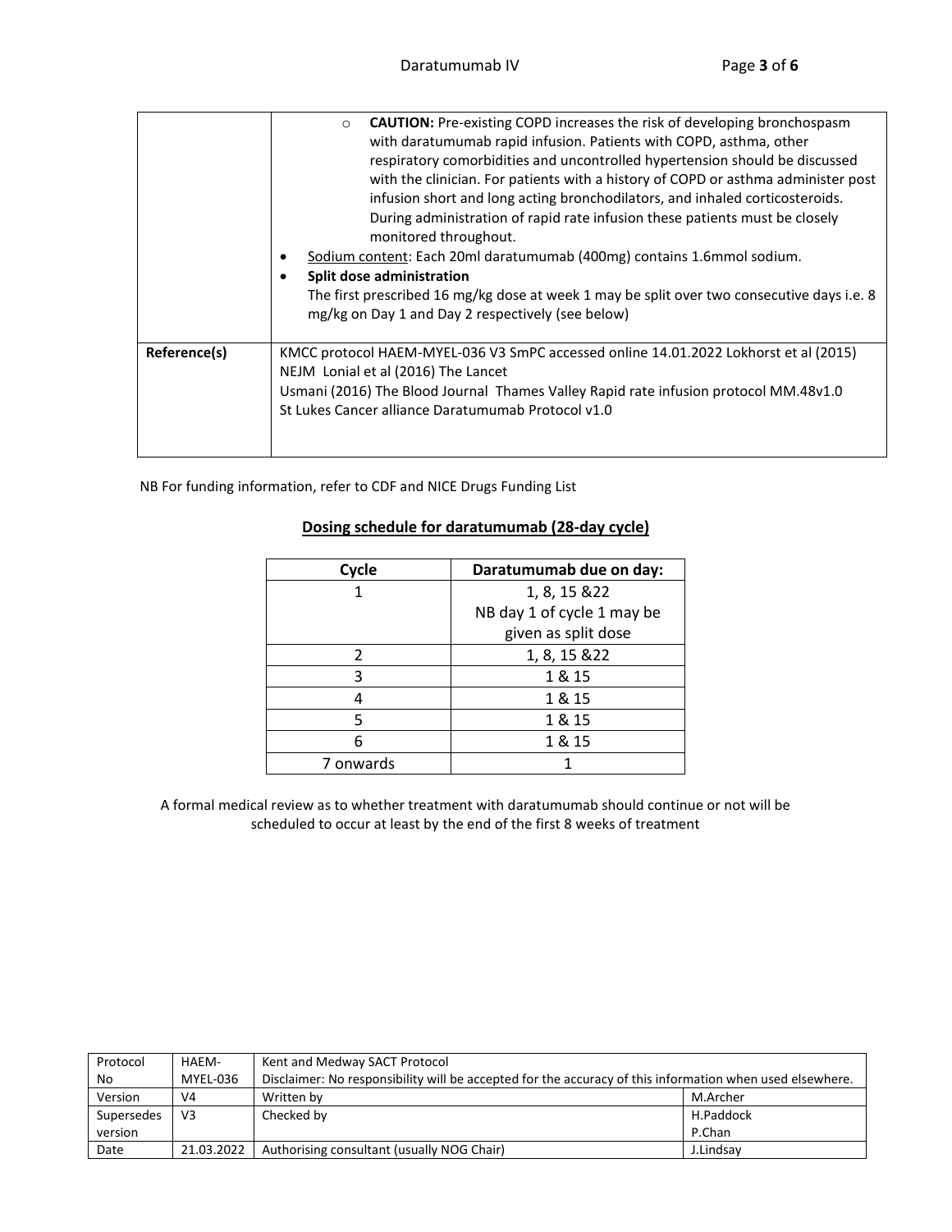| | |
|---|---|
| | ○ **CAUTION:** Pre-existing COPD increases the risk of developing bronchospasm with daratumumab rapid infusion. Patients with COPD, asthma, other respiratory comorbidities and uncontrolled hypertension should be discussed with the clinician. For patients with a history of COPD or asthma administer post infusion short and long acting bronchodilators, and inhaled corticosteroids. During administration of rapid rate infusion these patients must be closely monitored throughout.<br>• Sodium content: Each 20ml daratumumab (400mg) contains 1.6mmol sodium.<br>• **Split dose administration**<br>The first prescribed 16 mg/kg dose at week 1 may be split over two consecutive days i.e. 8 mg/kg on Day 1 and Day 2 respectively (see below) |
| **Reference(s)** | KMCC protocol HAEM-MYEL-036 V3 SmPC accessed online 14.01.2022 Lokhorst et al (2015) NEJM Lonial et al (2016) The Lancet<br>Usmani (2016) The Blood Journal Thames Valley Rapid rate infusion protocol MM.48v1.0<br>St Lukes Cancer alliance Daratumumab Protocol v1.0 |

NB For funding information, refer to CDF and NICE Drugs Funding List

## Dosing schedule for daratumumab (28-day cycle)

| Cycle | Daratumumab due on day: |
|---|---|
| 1 | 1, 8, 15 &22<br>NB day 1 of cycle 1 may be given as split dose |
| 2 | 1, 8, 15 &22 |
| 3 | 1 & 15 |
| 4 | 1 & 15 |
| 5 | 1 & 15 |
| 6 | 1 & 15 |
| 7 onwards | 1 |

A formal medical review as to whether treatment with daratumumab should continue or not will be scheduled to occur at least by the end of the first 8 weeks of treatment

| | | | |
|---|---|---|---|
| Protocol No | HAEM-MYEL-036 | Kent and Medway SACT Protocol<br>Disclaimer: No responsibility will be accepted for the accuracy of this information when used elsewhere. | |
| Version | V4 | Written by | M.Archer |
| Supersedes version | V3 | Checked by | H.Paddock<br>P.Chan |
| Date | 21.03.2022 | Authorising consultant (usually NOG Chair) | J.Lindsay |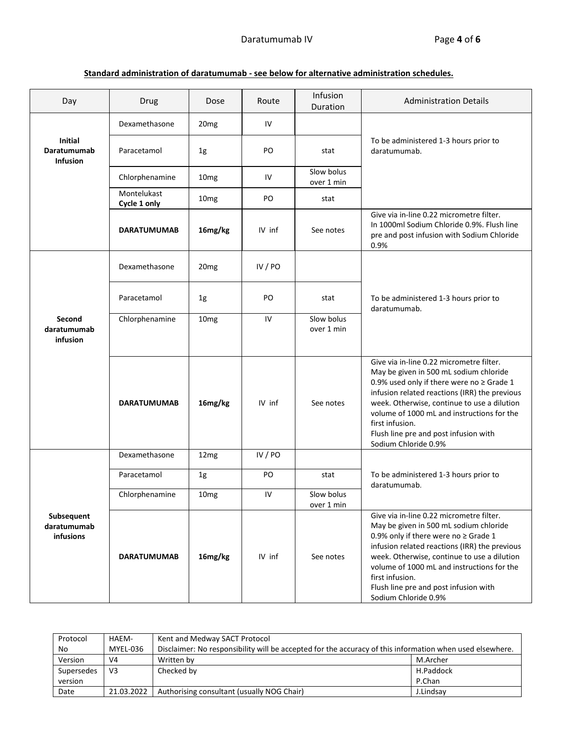**Standard administration of daratumumab - see below for alternative administration schedules.**

| Day | Drug | Dose | Route | Infusion Duration | Administration Details |
|---|---|---|---|---|---|
| **Initial Daratumumab Infusion** | Dexamethasone | 20mg | IV | | To be administered 1-3 hours prior to daratumumab. |
| | Paracetamol | 1g | PO | stat | |
| | Chlorphenamine | 10mg | IV | Slow bolus over 1 min | |
| | Montelukast **Cycle 1 only** | 10mg | PO | stat | |
| | **DARATUMUMAB** | **16mg/kg** | IV inf | See notes | Give via in-line 0.22 micrometre filter. In 1000ml Sodium Chloride 0.9%. Flush line pre and post infusion with Sodium Chloride 0.9% |
| **Second daratumumab infusion** | Dexamethasone | 20mg | IV / PO | | To be administered 1-3 hours prior to daratumumab. |
| | Paracetamol | 1g | PO | stat | |
| | Chlorphenamine | 10mg | IV | Slow bolus over 1 min | |
| | **DARATUMUMAB** | **16mg/kg** | IV inf | See notes | Give via in-line 0.22 micrometre filter. May be given in 500 mL sodium chloride 0.9% used only if there were no ≥ Grade 1 infusion related reactions (IRR) the previous week. Otherwise, continue to use a dilution volume of 1000 mL and instructions for the first infusion. Flush line pre and post infusion with Sodium Chloride 0.9% |
| **Subsequent daratumumab infusions** | Dexamethasone | 12mg | IV / PO | | To be administered 1-3 hours prior to daratumumab. |
| | Paracetamol | 1g | PO | stat | |
| | Chlorphenamine | 10mg | IV | Slow bolus over 1 min | |
| | **DARATUMUMAB** | **16mg/kg** | IV inf | See notes | Give via in-line 0.22 micrometre filter. May be given in 500 mL sodium chloride 0.9% only if there were no ≥ Grade 1 infusion related reactions (IRR) the previous week. Otherwise, continue to use a dilution volume of 1000 mL and instructions for the first infusion. Flush line pre and post infusion with Sodium Chloride 0.9% |

| Protocol No | HAEM-MYEL-036 | Kent and Medway SACT Protocol Disclaimer: No responsibility will be accepted for the accuracy of this information when used elsewhere. | |
|---|---|---|---|
| Version | V4 | Written by | M.Archer |
| Supersedes version | V3 | Checked by | H.Paddock P.Chan |
| Date | 21.03.2022 | Authorising consultant (usually NOG Chair) | J.Lindsay |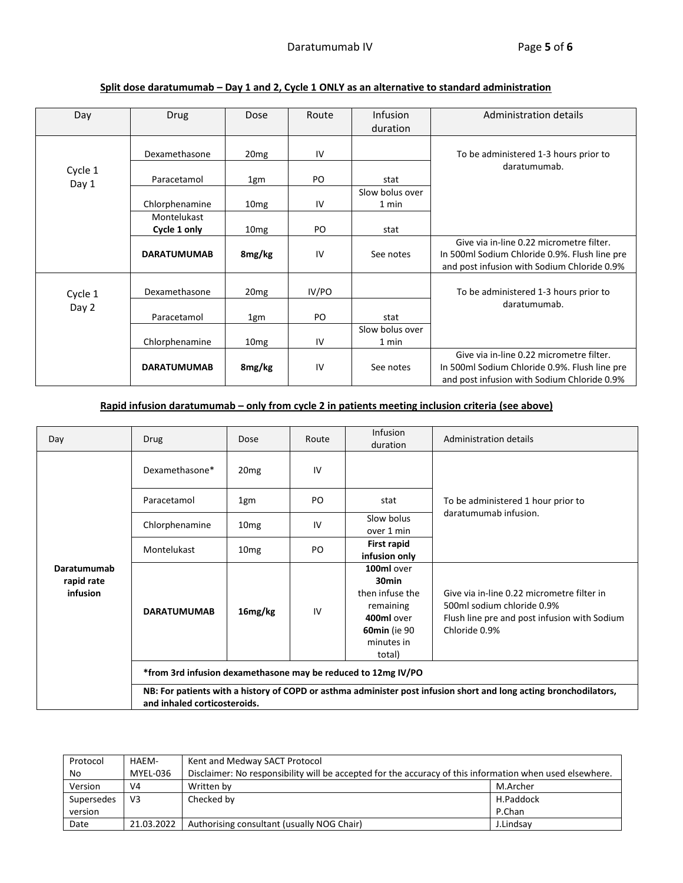**Split dose daratumumab – Day 1 and 2, Cycle 1 ONLY as an alternative to standard administration**

| Day | Drug | Dose | Route | Infusion duration | Administration details |
|---|---|---|---|---|---|
| Cycle 1 Day 1 | Dexamethasone | 20mg | IV | | To be administered 1-3 hours prior to daratumumab. |
| | Paracetamol | 1gm | PO | stat | |
| | Chlorphenamine | 10mg | IV | Slow bolus over 1 min | |
| | Montelukast **Cycle 1 only** | 10mg | PO | stat | |
| | **DARATUMUMAB** | **8mg/kg** | IV | See notes | Give via in-line 0.22 micrometre filter. In 500ml Sodium Chloride 0.9%. Flush line pre and post infusion with Sodium Chloride 0.9% |
| Cycle 1 Day 2 | Dexamethasone | 20mg | IV/PO | | To be administered 1-3 hours prior to daratumumab. |
| | Paracetamol | 1gm | PO | stat | |
| | Chlorphenamine | 10mg | IV | Slow bolus over 1 min | |
| | **DARATUMUMAB** | **8mg/kg** | IV | See notes | Give via in-line 0.22 micrometre filter. In 500ml Sodium Chloride 0.9%. Flush line pre and post infusion with Sodium Chloride 0.9% |

**Rapid infusion daratumumab – only from cycle 2 in patients meeting inclusion criteria (see above)**

| Day | Drug | Dose | Route | Infusion duration | Administration details |
|---|---|---|---|---|---|
| **Daratumumab rapid rate infusion** | Dexamethasone* | 20mg | IV | | To be administered 1 hour prior to daratumumab infusion. |
| | Paracetamol | 1gm | PO | stat | |
| | Chlorphenamine | 10mg | IV | Slow bolus over 1 min | |
| | Montelukast | 10mg | PO | **First rapid infusion only** | |
| | **DARATUMUMAB** | **16mg/kg** | IV | **100ml** over **30min** then infuse the remaining **400ml** over **60min** (ie 90 minutes in total) | Give via in-line 0.22 micrometre filter in 500ml sodium chloride 0.9% Flush line pre and post infusion with Sodium Chloride 0.9% |
| | **\*from 3rd infusion dexamethasone may be reduced to 12mg IV/PO** | | | | |
| | **NB: For patients with a history of COPD or asthma administer post infusion short and long acting bronchodilators, and inhaled corticosteroids.** | | | | |

| Protocol No | HAEM-MYEL-036 | Kent and Medway SACT Protocol Disclaimer: No responsibility will be accepted for the accuracy of this information when used elsewhere. | |
|---|---|---|---|
| Version | V4 | Written by | M.Archer |
| Supersedes version | V3 | Checked by | H.Paddock P.Chan |
| Date | 21.03.2022 | Authorising consultant (usually NOG Chair) | J.Lindsay |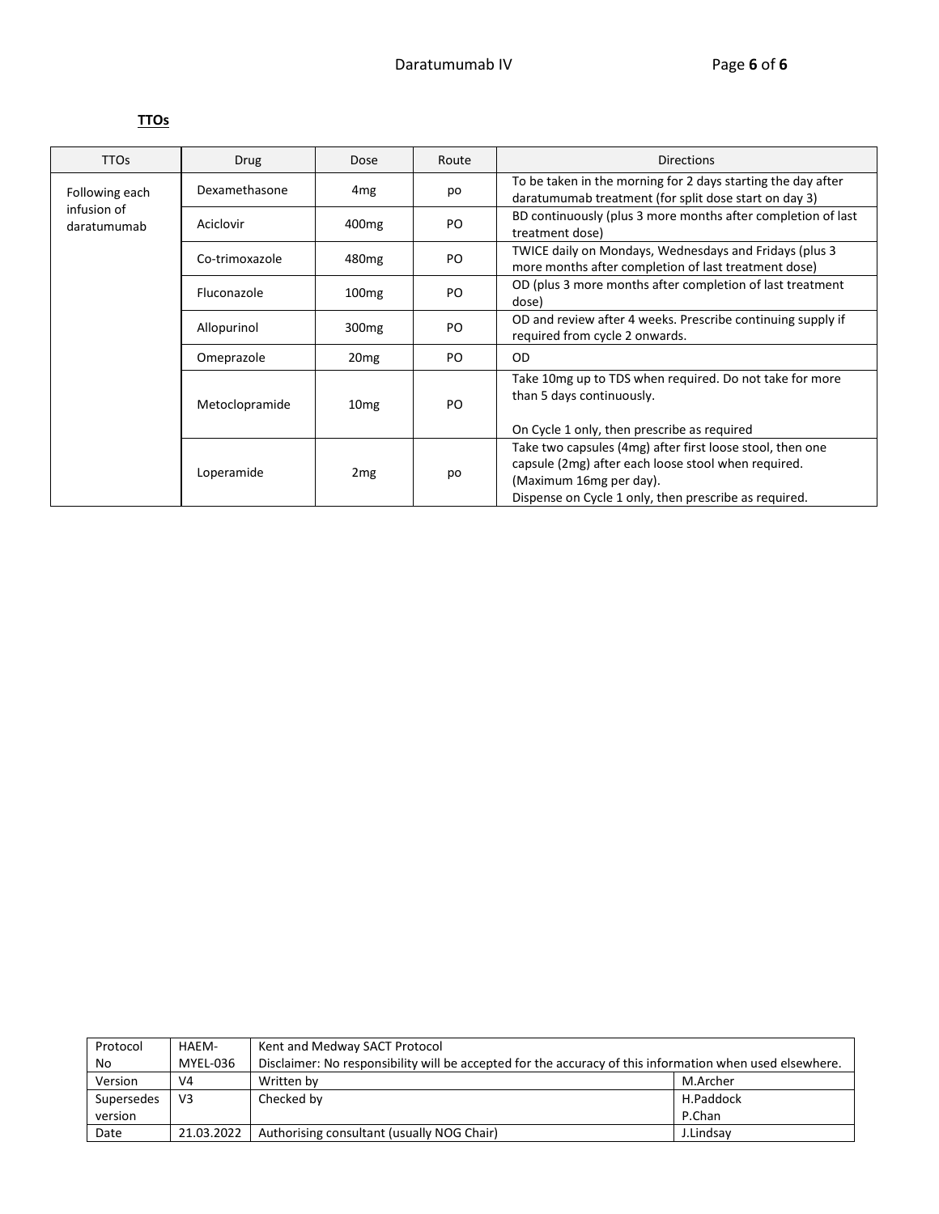**TTOs**

| TTOs | Drug | Dose | Route | Directions |
|---|---|---|---|---|
| Following each infusion of daratumumab | Dexamethasone | 4mg | po | To be taken in the morning for 2 days starting the day after daratumumab treatment (for split dose start on day 3) |
| | Aciclovir | 400mg | PO | BD continuously (plus 3 more months after completion of last treatment dose) |
| | Co-trimoxazole | 480mg | PO | TWICE daily on Mondays, Wednesdays and Fridays (plus 3 more months after completion of last treatment dose) |
| | Fluconazole | 100mg | PO | OD (plus 3 more months after completion of last treatment dose) |
| | Allopurinol | 300mg | PO | OD and review after 4 weeks. Prescribe continuing supply if required from cycle 2 onwards. |
| | Omeprazole | 20mg | PO | OD |
| | Metoclopramide | 10mg | PO | Take 10mg up to TDS when required. Do not take for more than 5 days continuously.<br><br>On Cycle 1 only, then prescribe as required |
| | Loperamide | 2mg | po | Take two capsules (4mg) after first loose stool, then one capsule (2mg) after each loose stool when required. (Maximum 16mg per day).<br>Dispense on Cycle 1 only, then prescribe as required. |

| | | | |
|---|---|---|---|
| Protocol No | HAEM-MYEL-036 | Kent and Medway SACT Protocol<br>Disclaimer: No responsibility will be accepted for the accuracy of this information when used elsewhere. | |
| Version | V4 | Written by | M.Archer |
| Supersedes version | V3 | Checked by | H.Paddock<br>P.Chan |
| Date | 21.03.2022 | Authorising consultant (usually NOG Chair) | J.Lindsay |